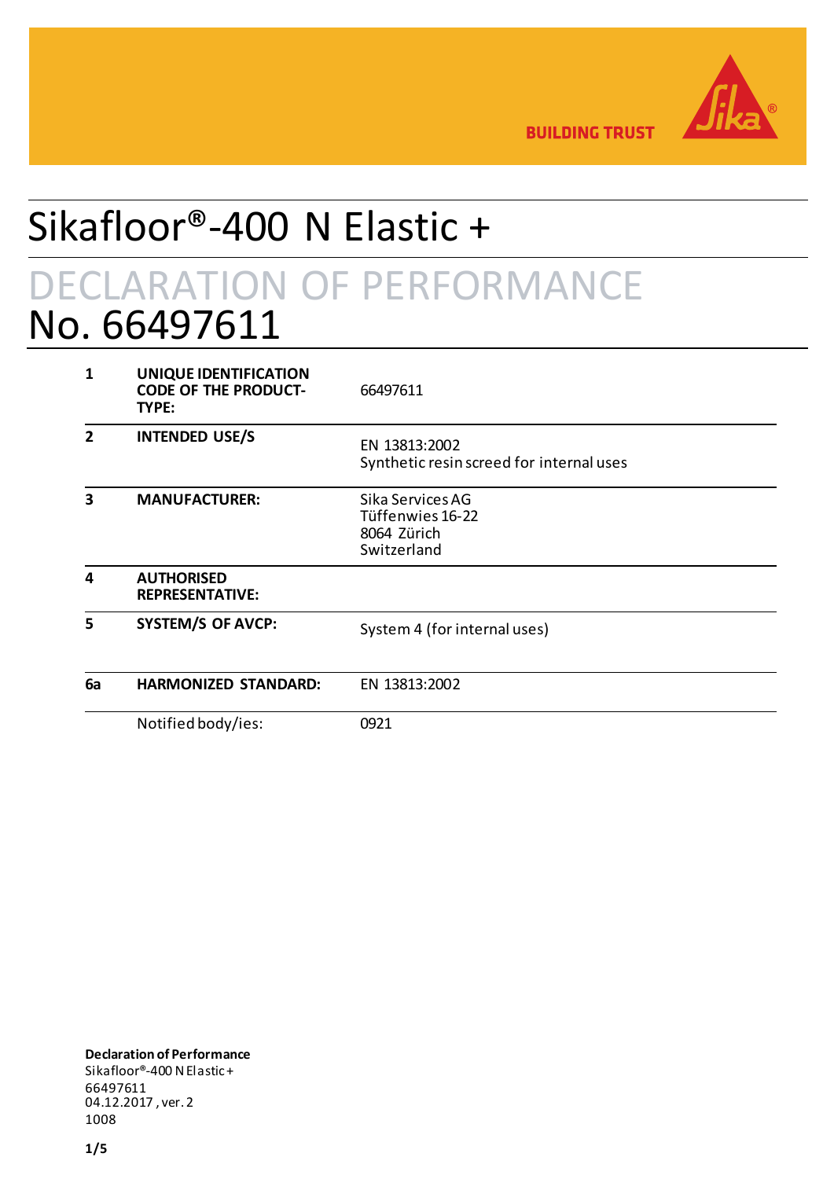BUILDING TRUST

# Sikafloor®-400 N Elastic +

## DECLARATION OF PERFORMANCE
## No. 66497611

| | | |
|---|---|---|
| **1** | **UNIQUE IDENTIFICATION CODE OF THE PRODUCT-TYPE:** | 66497611 |
| **2** | **INTENDED USE/S** | EN 13813:2002<br>Synthetic resin screed for internal uses |
| **3** | **MANUFACTURER:** | Sika Services AG<br>Tüffenwies 16-22<br>8064 Zürich<br>Switzerland |
| **4** | **AUTHORISED REPRESENTATIVE:** | |
| **5** | **SYSTEM/S OF AVCP:** | System 4 (for internal uses) |
| **6a** | **HARMONIZED STANDARD:** | EN 13813:2002 |
| | Notified body/ies: | 0921 |

**Declaration of Performance**
Sikafloor®-400 N Elastic +
66497611
04.12.2017 , ver. 2
1008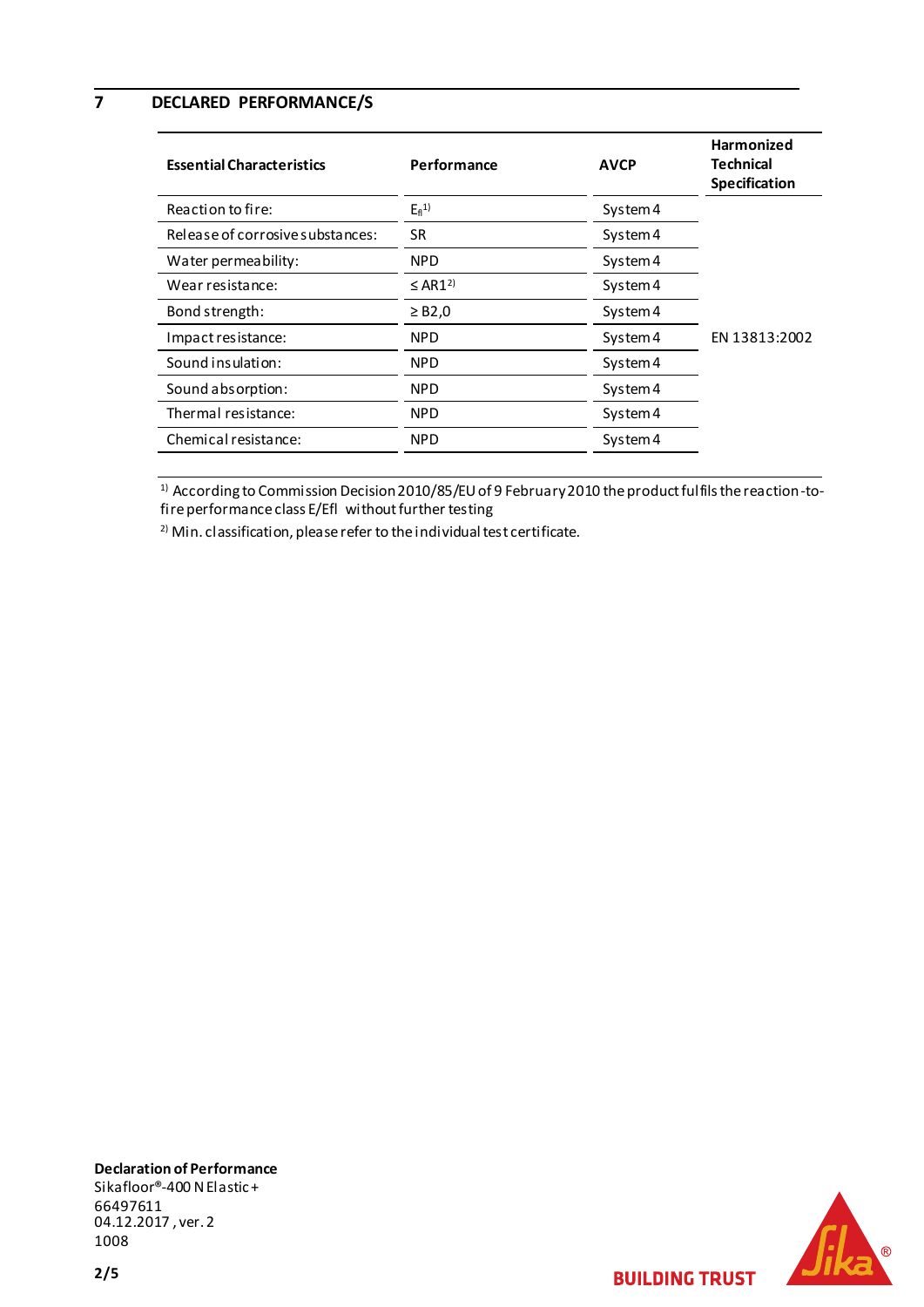## 7 DECLARED PERFORMANCE/S

| Essential Characteristics | Performance | AVCP | Harmonized Technical Specification |
|---|---|---|---|
| Reaction to fire: | $E_{fl}$[1)] | System 4 | EN 13813:2002 |
| Release of corrosive substances: | SR | System 4 | |
| Water permeability: | NPD | System 4 | |
| Wear resistance: | ≤ AR1[2)] | System 4 | |
| Bond strength: | ≥ B2,0 | System 4 | |
| Impact resistance: | NPD | System 4 | |
| Sound insulation: | NPD | System 4 | |
| Sound absorption: | NPD | System 4 | |
| Thermal resistance: | NPD | System 4 | |
| Chemical resistance: | NPD | System 4 | |

[1)] According to Commission Decision 2010/85/EU of 9 February 2010 the product fulfils the reaction-to-fire performance class E/Efl without further testing

[2)] Min. classification, please refer to the individual test certificate.

**Declaration of Performance**
Sikafloor®-400 N Elastic+
66497611
04.12.2017 , ver. 2
1008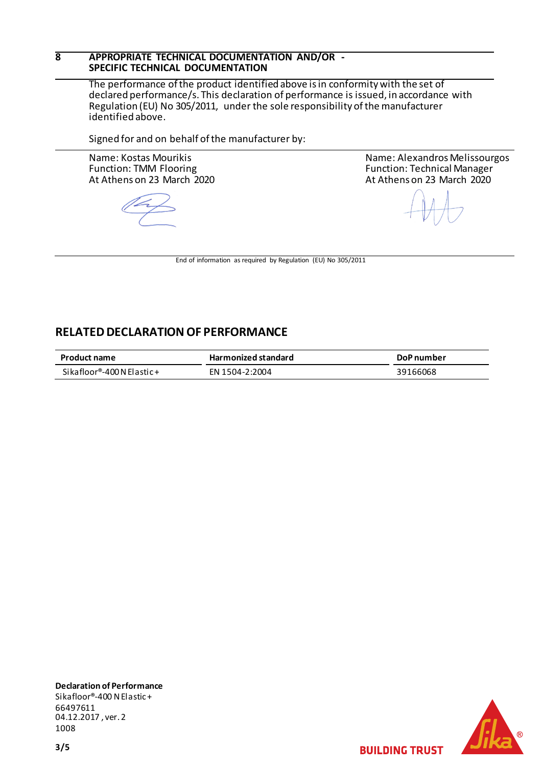## 8 APPROPRIATE TECHNICAL DOCUMENTATION AND/OR - SPECIFIC TECHNICAL DOCUMENTATION

The performance of the product identified above is in conformity with the set of declared performance/s. This declaration of performance is issued, in accordance with Regulation (EU) No 305/2011, under the sole responsibility of the manufacturer identified above.

Signed for and on behalf of the manufacturer by:

Name: Kostas Mourikis
Function: TMM Flooring
At Athens on 23 March 2020

Name: Alexandros Melissourgos
Function: Technical Manager
At Athens on 23 March 2020

End of information as required by Regulation (EU) No 305/2011

## RELATED DECLARATION OF PERFORMANCE

| Product name | Harmonized standard | DoP number |
|---|---|---|
| Sikafloor®-400 N Elastic+ | EN 1504-2:2004 | 39166068 |

**Declaration of Performance**
Sikafloor®-400 N Elastic+
66497611
04.12.2017, ver. 2
1008

BUILDING TRUST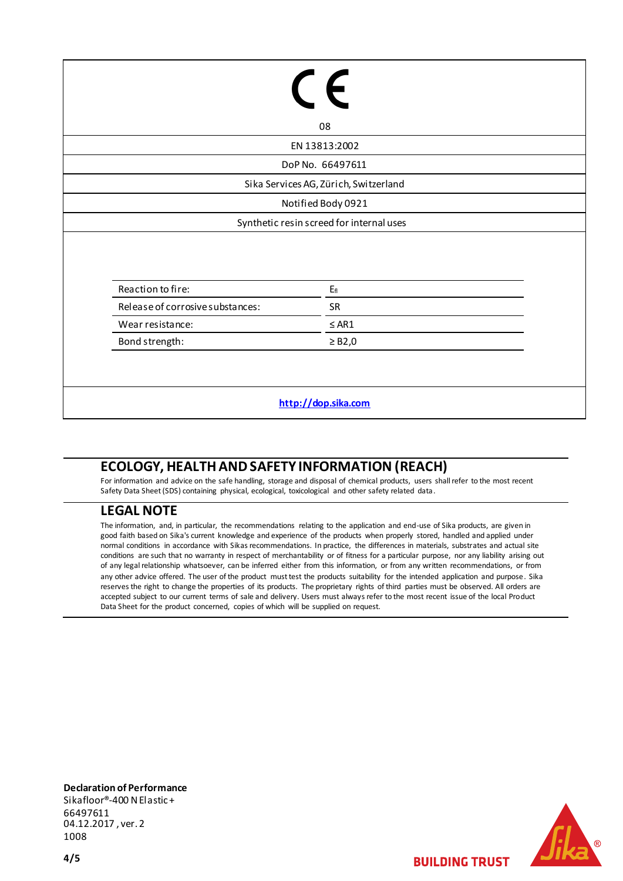CE

08

EN 13813:2002

DoP No. 66497611

Sika Services AG, Zürich, Switzerland

Notified Body 0921

Synthetic resin screed for internal uses

| | |
|---|---|
| Reaction to fire: | $E_{fl}$ |
| Release of corrosive substances: | SR |
| Wear resistance: | ≤ AR1 |
| Bond strength: | ≥ B2,0 |

**http://dop.sika.com**

## ECOLOGY, HEALTH AND SAFETY INFORMATION (REACH)

For information and advice on the safe handling, storage and disposal of chemical products, users shall refer to the most recent Safety Data Sheet (SDS) containing physical, ecological, toxicological and other safety related data.

## LEGAL NOTE

The information, and, in particular, the recommendations relating to the application and end-use of Sika products, are given in good faith based on Sika's current knowledge and experience of the products when properly stored, handled and applied under normal conditions in accordance with Sikas recommendations. In practice, the differences in materials, substrates and actual site conditions are such that no warranty in respect of merchantability or of fitness for a particular purpose, nor any liability arising out of any legal relationship whatsoever, can be inferred either from this information, or from any written recommendations, or from any other advice offered. The user of the product must test the products suitability for the intended application and purpose. Sika reserves the right to change the properties of its products. The proprietary rights of third parties must be observed. All orders are accepted subject to our current terms of sale and delivery. Users must always refer to the most recent issue of the local Product Data Sheet for the product concerned, copies of which will be supplied on request.

**Declaration of Performance**
Sikafloor®-400 N Elastic+
66497611
04.12.2017 , ver. 2
1008

BUILDING TRUST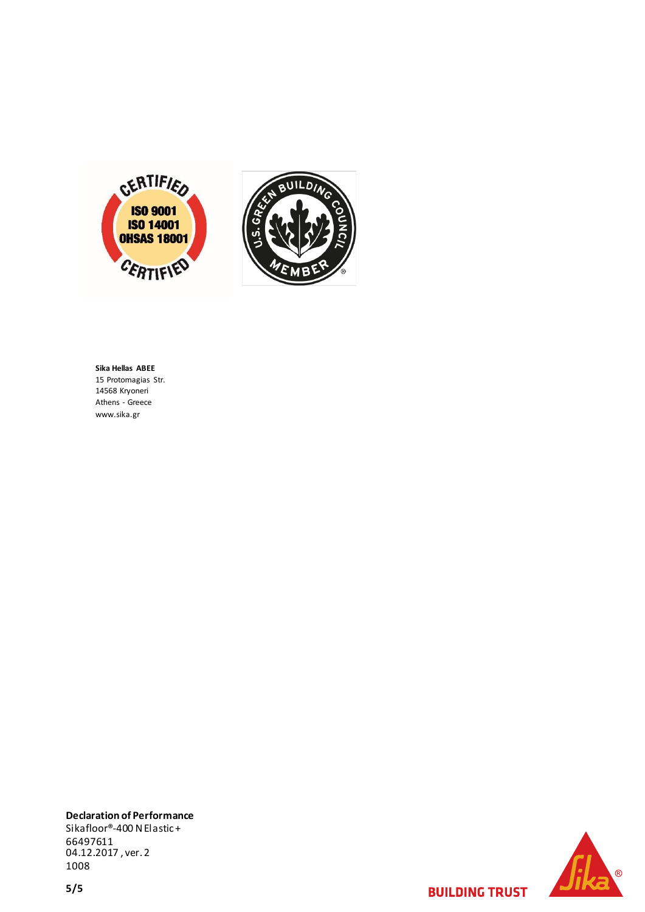**Sika Hellas ABEE**
15 Protomagias Str.
14568 Kryoneri
Athens - Greece
www.sika.gr